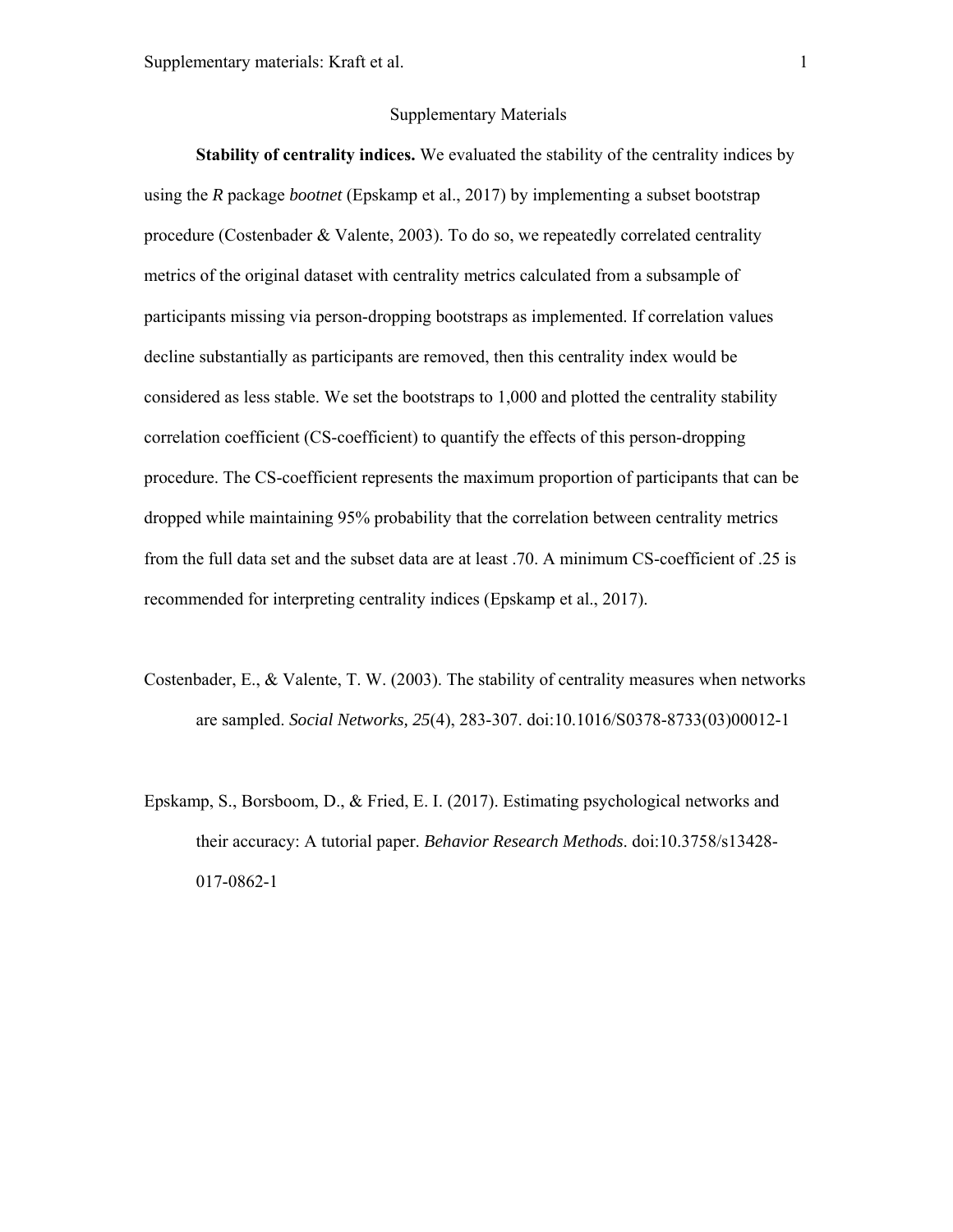# Supplementary Materials

**Stability of centrality indices.** We evaluated the stability of the centrality indices by using the *R* package *bootnet* (Epskamp et al., 2017) by implementing a subset bootstrap procedure (Costenbader & Valente, 2003). To do so, we repeatedly correlated centrality metrics of the original dataset with centrality metrics calculated from a subsample of participants missing via person-dropping bootstraps as implemented. If correlation values decline substantially as participants are removed, then this centrality index would be considered as less stable. We set the bootstraps to 1,000 and plotted the centrality stability correlation coefficient (CS-coefficient) to quantify the effects of this person-dropping procedure. The CS-coefficient represents the maximum proportion of participants that can be dropped while maintaining 95% probability that the correlation between centrality metrics from the full data set and the subset data are at least .70. A minimum CS-coefficient of .25 is recommended for interpreting centrality indices (Epskamp et al., 2017).

Costenbader, E., & Valente, T. W. (2003). The stability of centrality measures when networks are sampled. *Social Networks, 25*(4), 283-307. doi:10.1016/S0378-8733(03)00012-1

Epskamp, S., Borsboom, D., & Fried, E. I. (2017). Estimating psychological networks and their accuracy: A tutorial paper. *Behavior Research Methods*. doi:10.3758/s13428-017-0862-1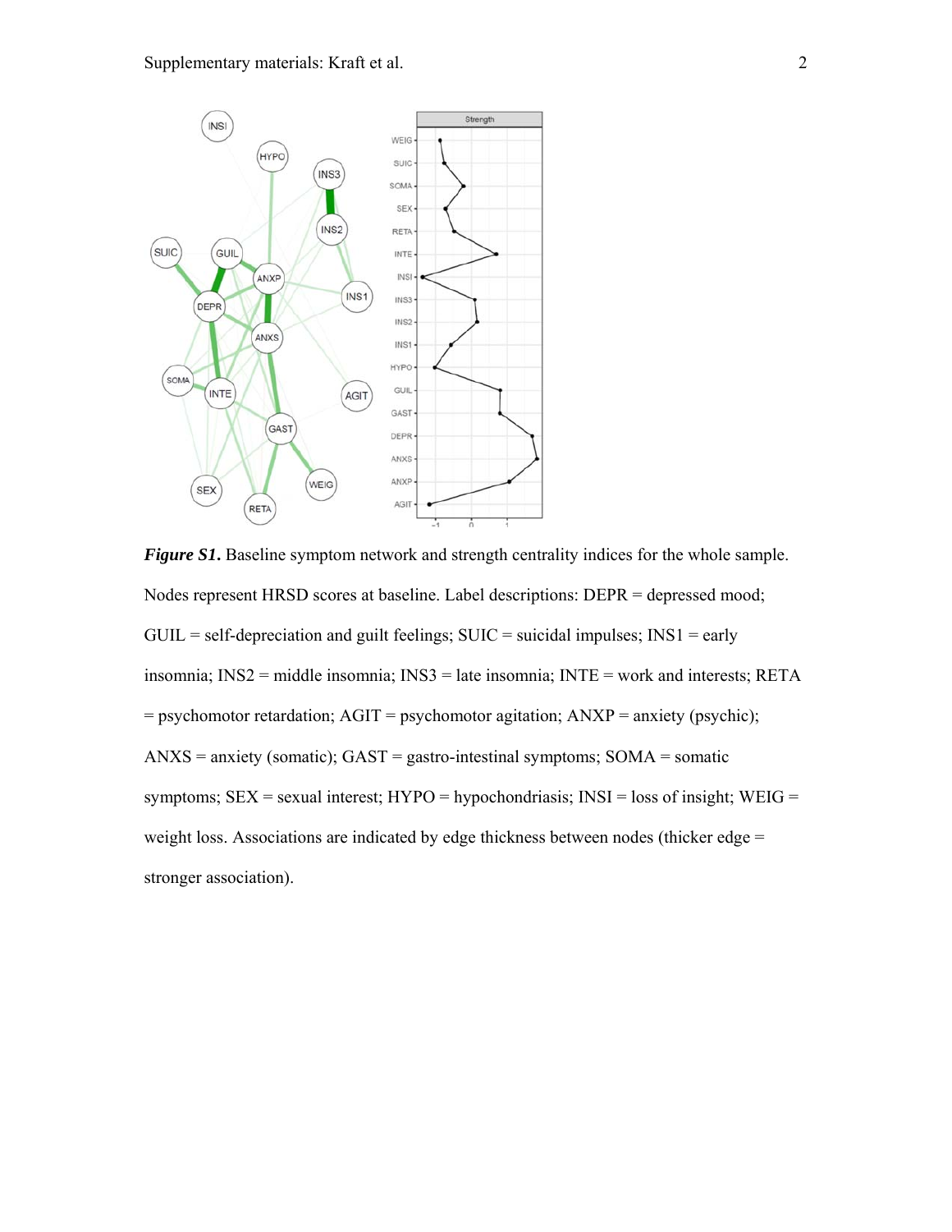***Figure S1.*** Baseline symptom network and strength centrality indices for the whole sample. Nodes represent HRSD scores at baseline. Label descriptions: DEPR = depressed mood; GUIL = self-depreciation and guilt feelings; SUIC = suicidal impulses; INS1 = early insomnia; INS2 = middle insomnia; INS3 = late insomnia; INTE = work and interests; RETA = psychomotor retardation; AGIT = psychomotor agitation; ANXP = anxiety (psychic); ANXS = anxiety (somatic); GAST = gastro-intestinal symptoms; SOMA = somatic symptoms; SEX = sexual interest; HYPO = hypochondriasis; INSI = loss of insight; WEIG = weight loss. Associations are indicated by edge thickness between nodes (thicker edge = stronger association).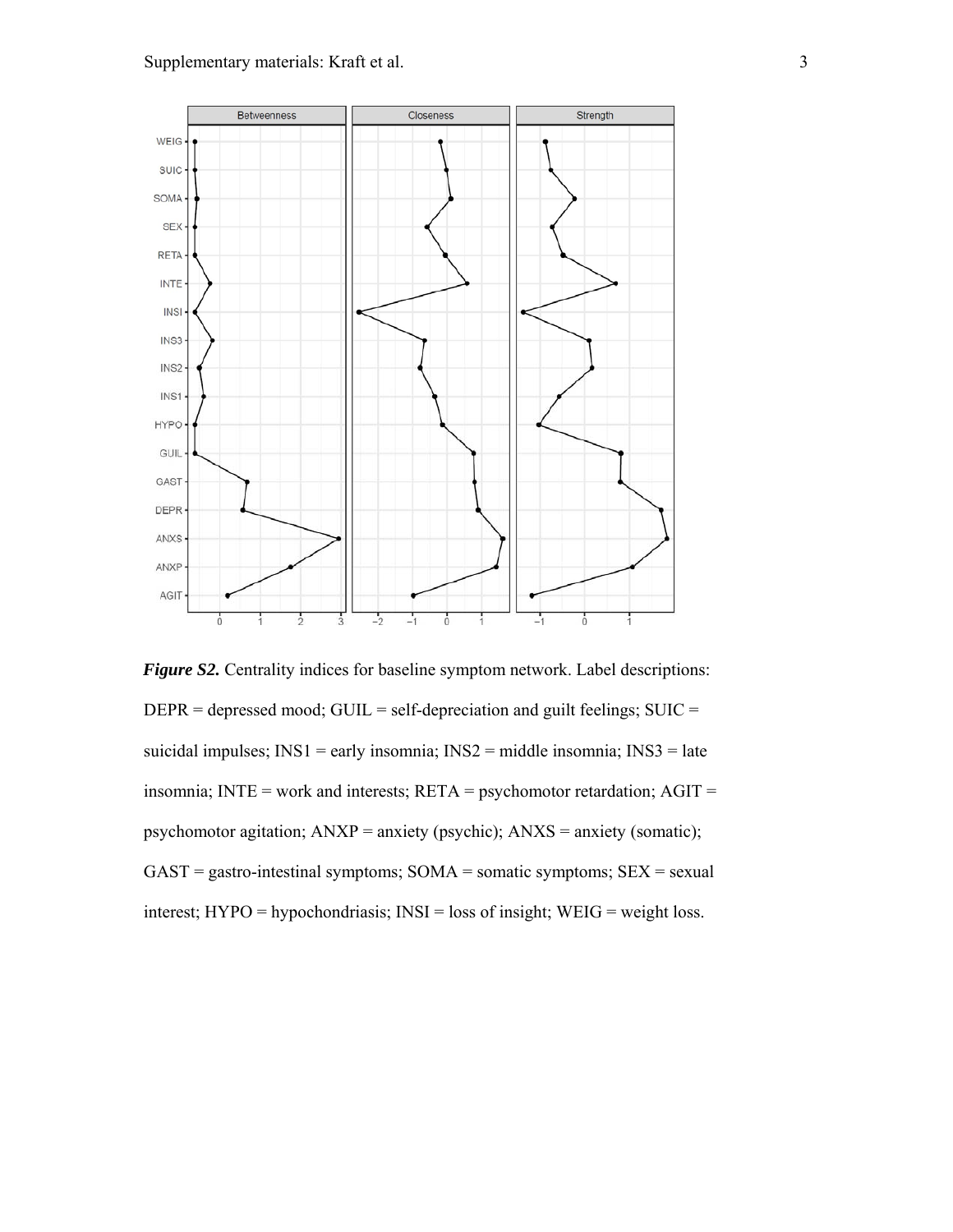***Figure S2.*** Centrality indices for baseline symptom network. Label descriptions: DEPR = depressed mood; GUIL = self-depreciation and guilt feelings; SUIC = suicidal impulses; INS1 = early insomnia; INS2 = middle insomnia; INS3 = late insomnia; INTE = work and interests; RETA = psychomotor retardation; AGIT = psychomotor agitation; ANXP = anxiety (psychic); ANXS = anxiety (somatic); GAST = gastro-intestinal symptoms; SOMA = somatic symptoms; SEX = sexual interest; HYPO = hypochondriasis; INSI = loss of insight; WEIG = weight loss.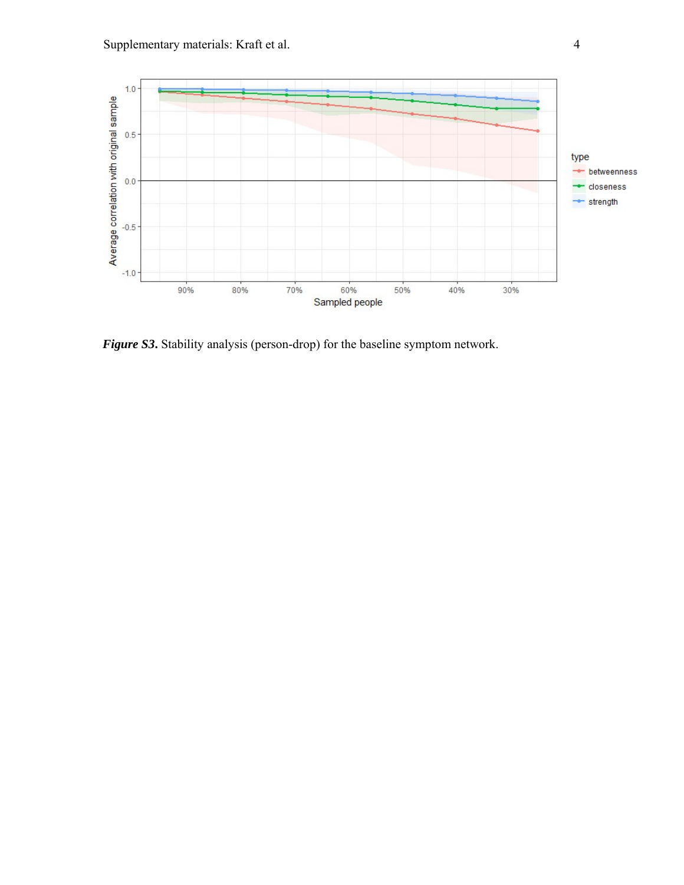*Figure S3.* Stability analysis (person-drop) for the baseline symptom network.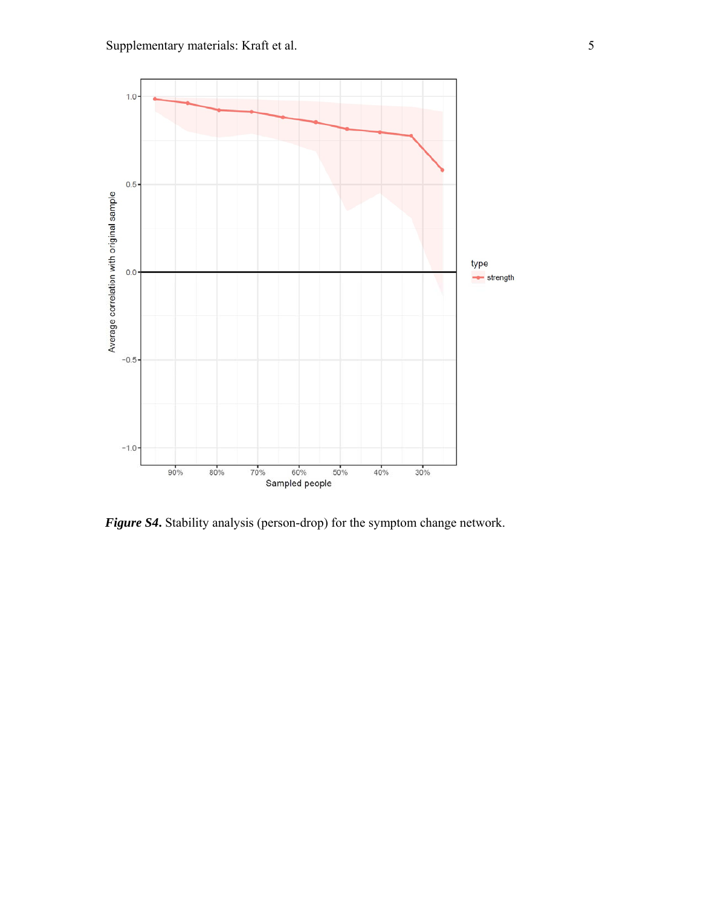***Figure S4.*** Stability analysis (person-drop) for the symptom change network.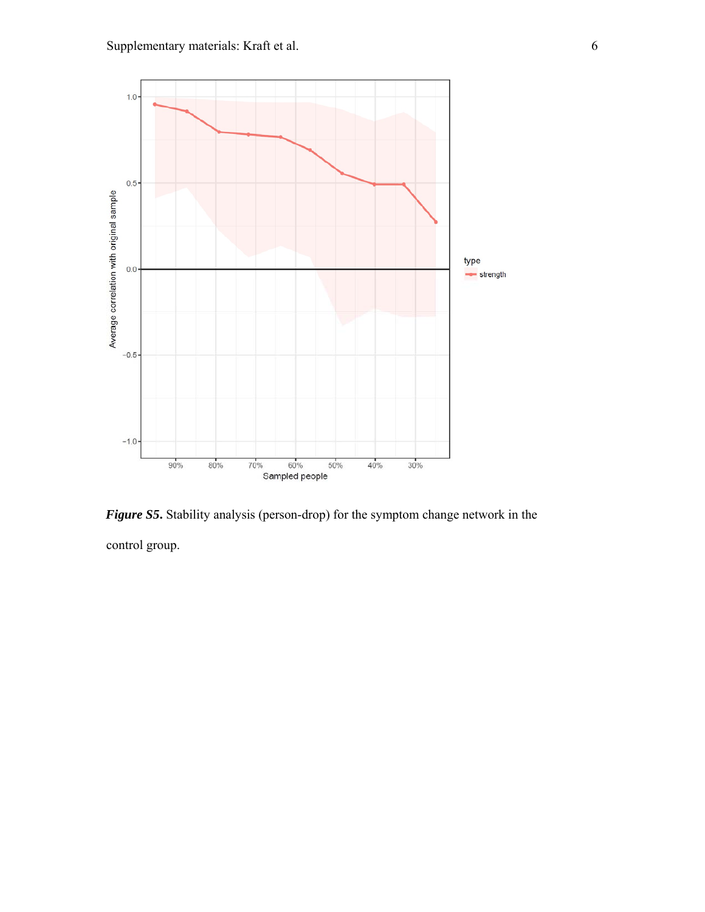***Figure S5.*** Stability analysis (person-drop) for the symptom change network in the control group.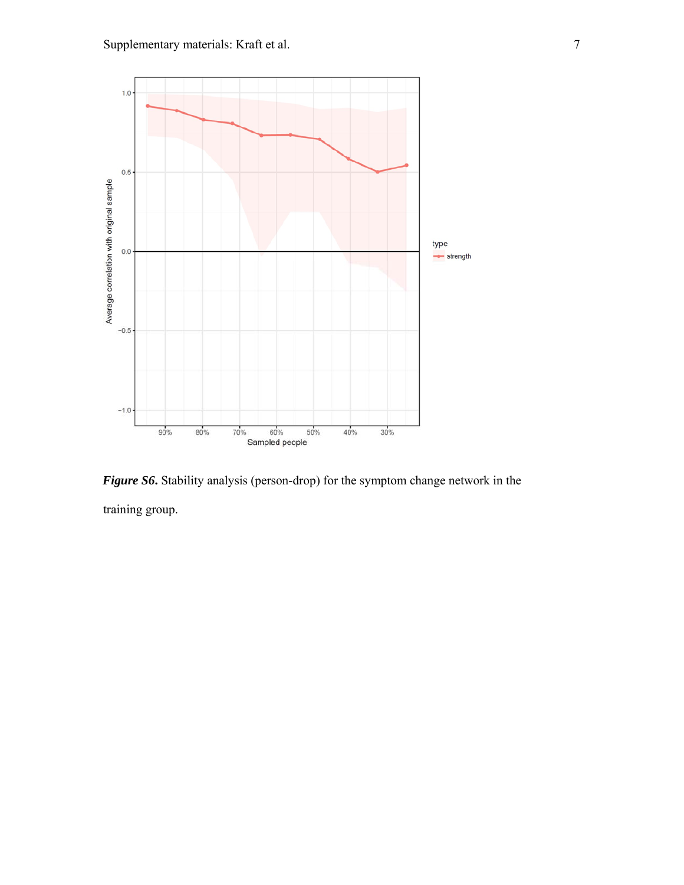***Figure S6.*** Stability analysis (person-drop) for the symptom change network in the training group.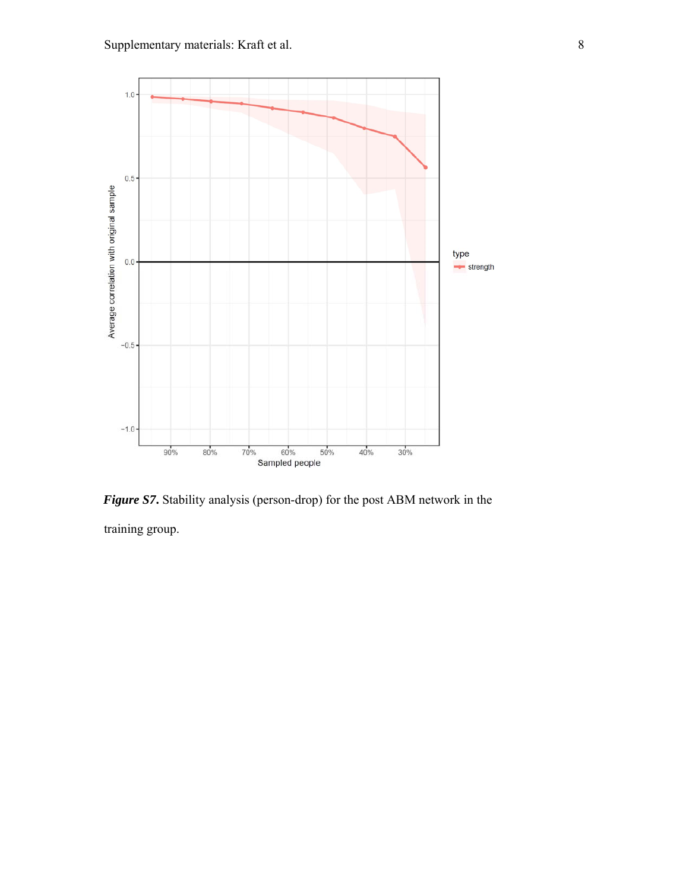***Figure S7*.** Stability analysis (person-drop) for the post ABM network in the training group.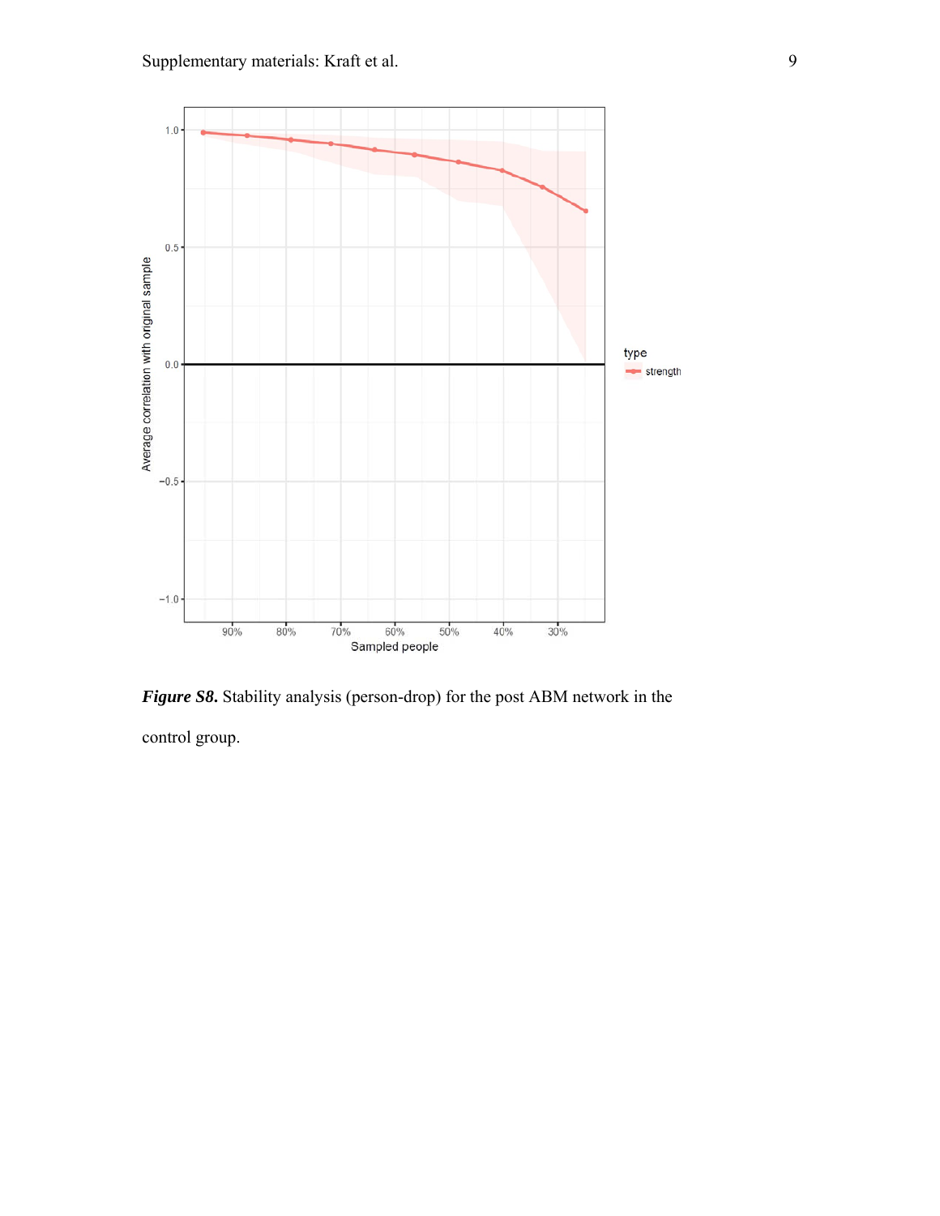***Figure S8.*** Stability analysis (person-drop) for the post ABM network in the control group.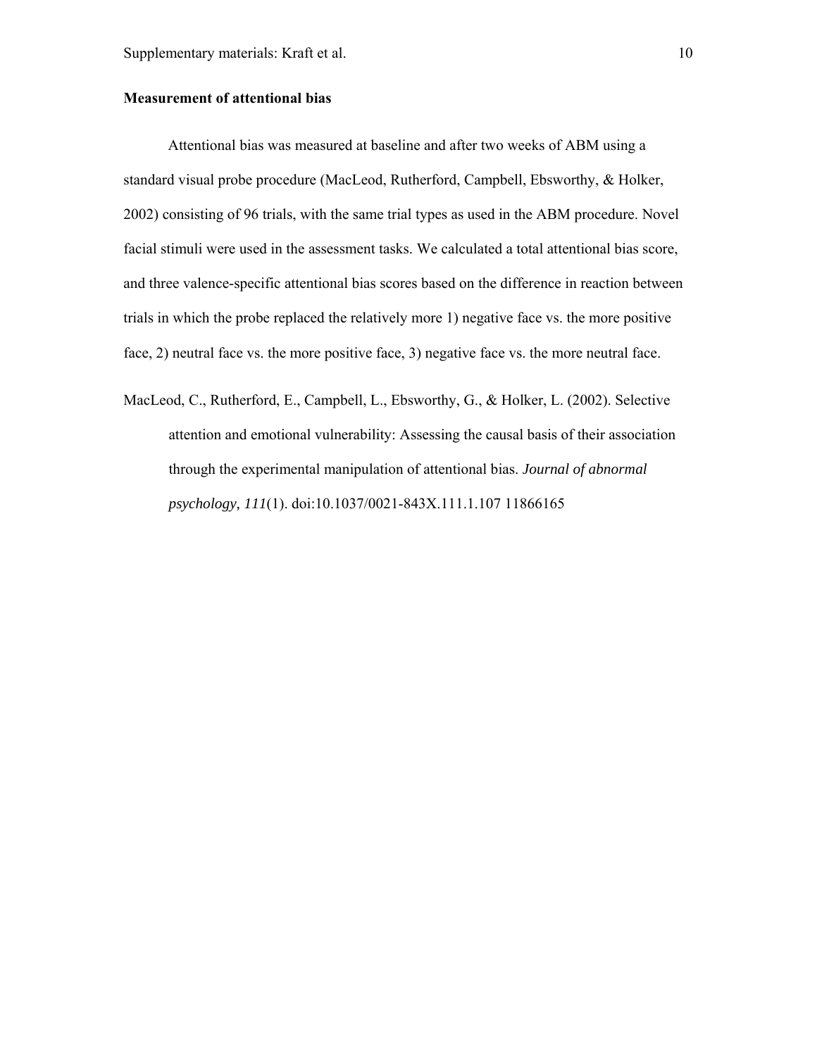## Measurement of attentional bias

Attentional bias was measured at baseline and after two weeks of ABM using a standard visual probe procedure (MacLeod, Rutherford, Campbell, Ebsworthy, & Holker, 2002) consisting of 96 trials, with the same trial types as used in the ABM procedure. Novel facial stimuli were used in the assessment tasks. We calculated a total attentional bias score, and three valence-specific attentional bias scores based on the difference in reaction between trials in which the probe replaced the relatively more 1) negative face vs. the more positive face, 2) neutral face vs. the more positive face, 3) negative face vs. the more neutral face.

MacLeod, C., Rutherford, E., Campbell, L., Ebsworthy, G., & Holker, L. (2002). Selective attention and emotional vulnerability: Assessing the causal basis of their association through the experimental manipulation of attentional bias. *Journal of abnormal psychology, 111*(1). doi:10.1037/0021-843X.111.1.107 11866165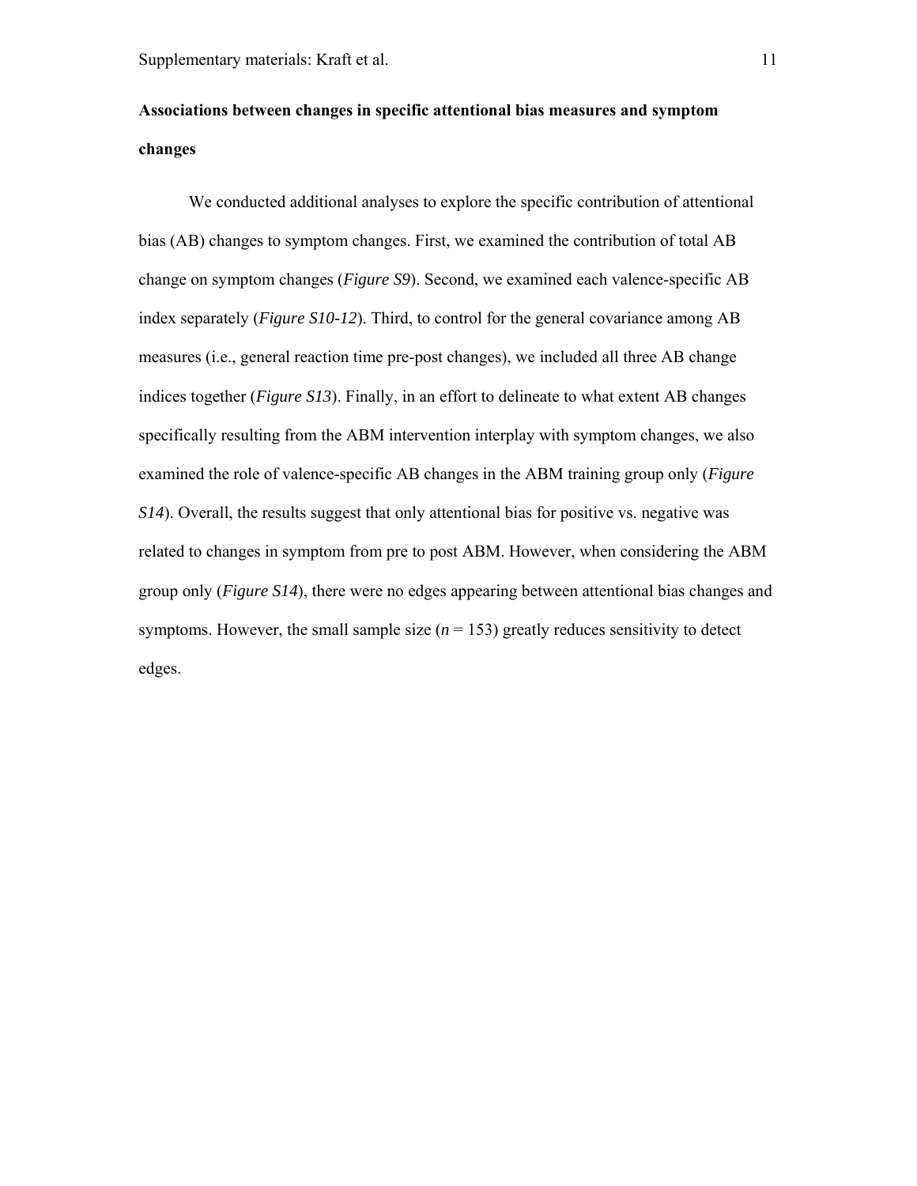## Associations between changes in specific attentional bias measures and symptom changes

We conducted additional analyses to explore the specific contribution of attentional bias (AB) changes to symptom changes. First, we examined the contribution of total AB change on symptom changes (*Figure S9*). Second, we examined each valence-specific AB index separately (*Figure S10-12*). Third, to control for the general covariance among AB measures (i.e., general reaction time pre-post changes), we included all three AB change indices together (*Figure S13*). Finally, in an effort to delineate to what extent AB changes specifically resulting from the ABM intervention interplay with symptom changes, we also examined the role of valence-specific AB changes in the ABM training group only (*Figure S14*). Overall, the results suggest that only attentional bias for positive vs. negative was related to changes in symptom from pre to post ABM. However, when considering the ABM group only (*Figure S14*), there were no edges appearing between attentional bias changes and symptoms. However, the small sample size ($n = 153$) greatly reduces sensitivity to detect edges.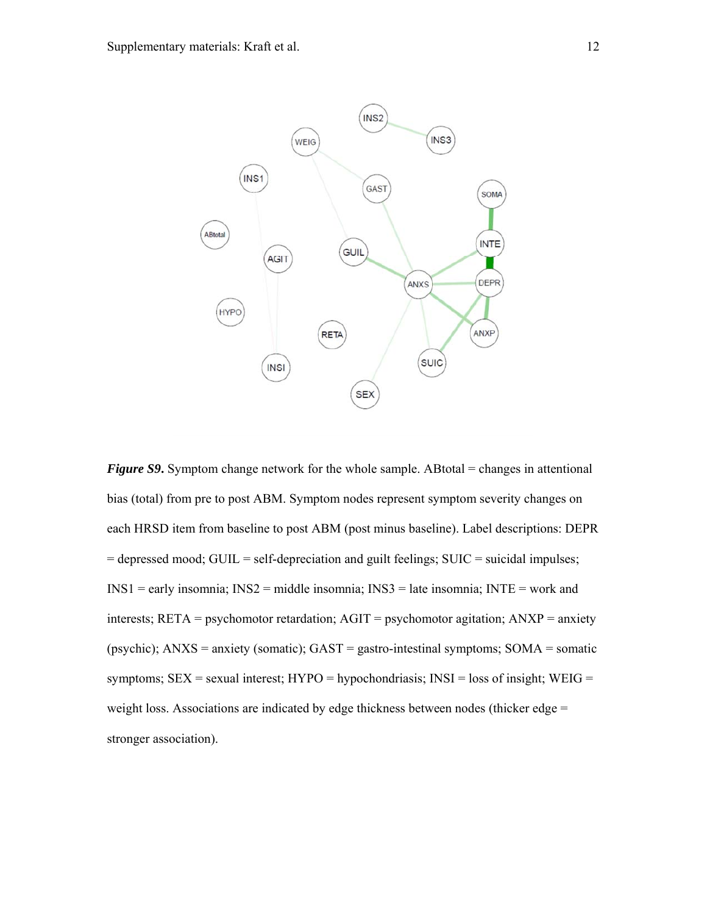***Figure S9.*** Symptom change network for the whole sample. ABtotal = changes in attentional bias (total) from pre to post ABM. Symptom nodes represent symptom severity changes on each HRSD item from baseline to post ABM (post minus baseline). Label descriptions: DEPR = depressed mood; GUIL = self-depreciation and guilt feelings; SUIC = suicidal impulses; INS1 = early insomnia; INS2 = middle insomnia; INS3 = late insomnia; INTE = work and interests; RETA = psychomotor retardation; AGIT = psychomotor agitation; ANXP = anxiety (psychic); ANXS = anxiety (somatic); GAST = gastro-intestinal symptoms; SOMA = somatic symptoms; SEX = sexual interest; HYPO = hypochondriasis; INSI = loss of insight; WEIG = weight loss. Associations are indicated by edge thickness between nodes (thicker edge = stronger association).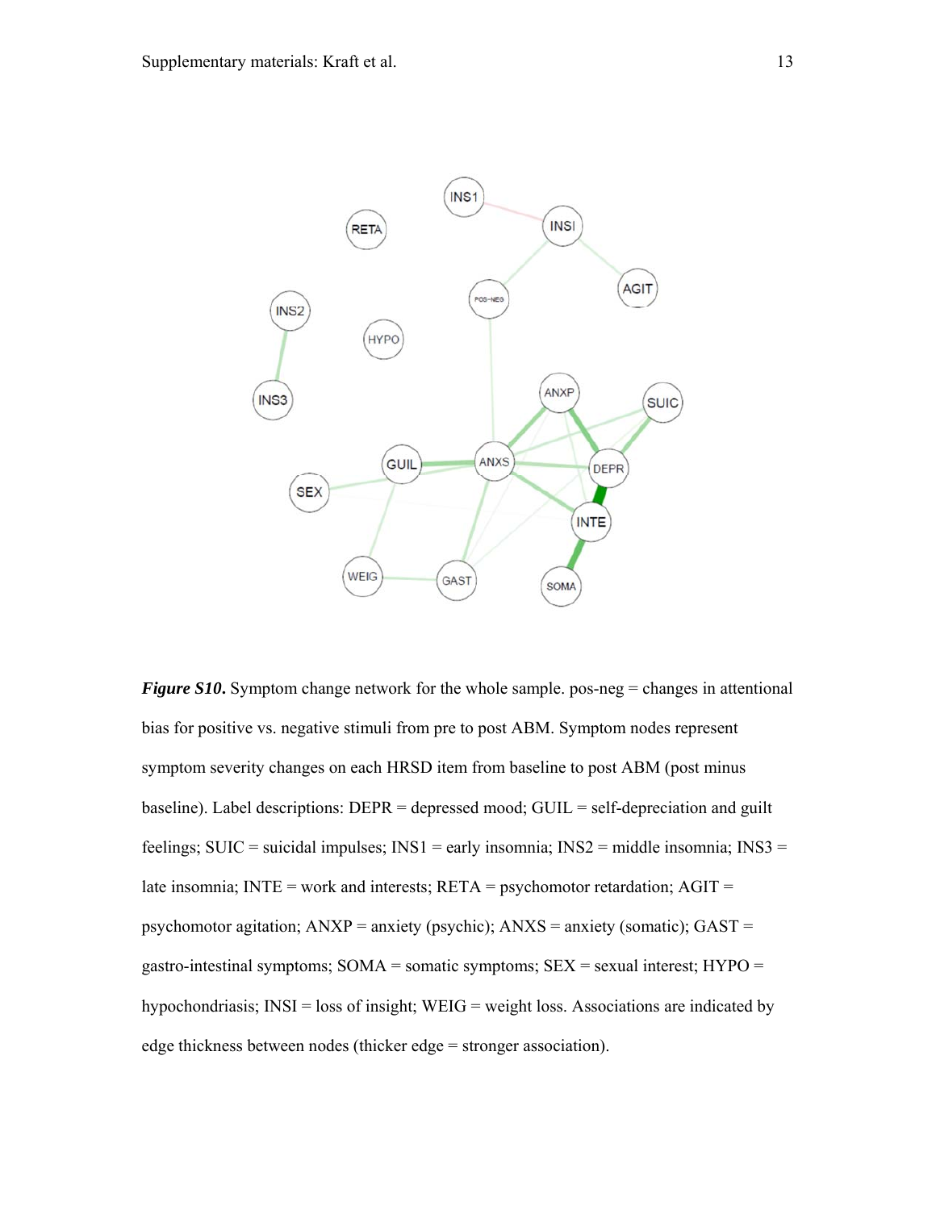***Figure S10.*** Symptom change network for the whole sample. pos-neg = changes in attentional bias for positive vs. negative stimuli from pre to post ABM. Symptom nodes represent symptom severity changes on each HRSD item from baseline to post ABM (post minus baseline). Label descriptions: DEPR = depressed mood; GUIL = self-depreciation and guilt feelings; SUIC = suicidal impulses; INS1 = early insomnia; INS2 = middle insomnia; INS3 = late insomnia; INTE = work and interests; RETA = psychomotor retardation; AGIT = psychomotor agitation; ANXP = anxiety (psychic); ANXS = anxiety (somatic); GAST = gastro-intestinal symptoms; SOMA = somatic symptoms; SEX = sexual interest; HYPO = hypochondriasis; INSI = loss of insight; WEIG = weight loss. Associations are indicated by edge thickness between nodes (thicker edge = stronger association).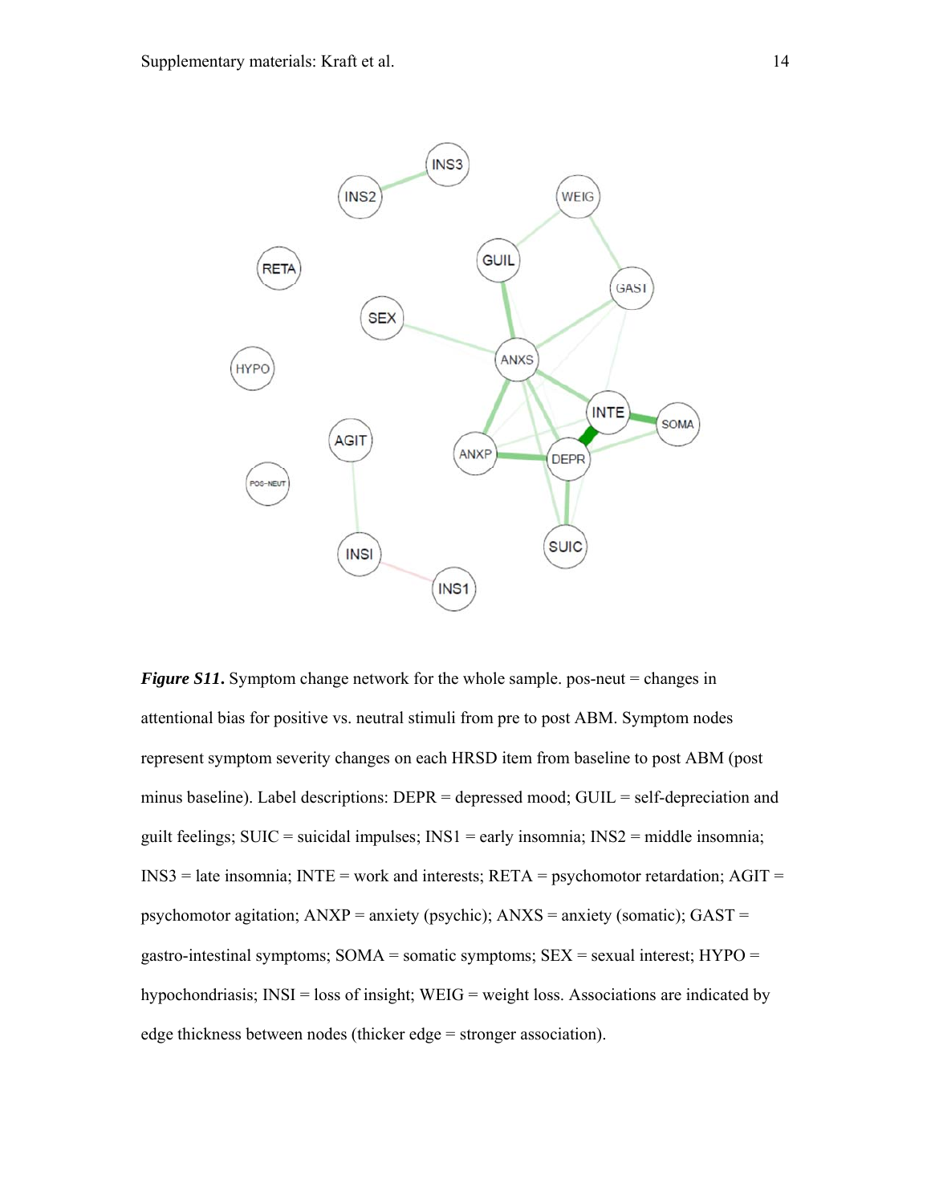***Figure S11.*** Symptom change network for the whole sample. pos-neut = changes in attentional bias for positive vs. neutral stimuli from pre to post ABM. Symptom nodes represent symptom severity changes on each HRSD item from baseline to post ABM (post minus baseline). Label descriptions: DEPR = depressed mood; GUIL = self-depreciation and guilt feelings; SUIC = suicidal impulses; INS1 = early insomnia; INS2 = middle insomnia; INS3 = late insomnia; INTE = work and interests; RETA = psychomotor retardation; AGIT = psychomotor agitation; ANXP = anxiety (psychic); ANXS = anxiety (somatic); GAST = gastro-intestinal symptoms; SOMA = somatic symptoms; SEX = sexual interest; HYPO = hypochondriasis; INSI = loss of insight; WEIG = weight loss. Associations are indicated by edge thickness between nodes (thicker edge = stronger association).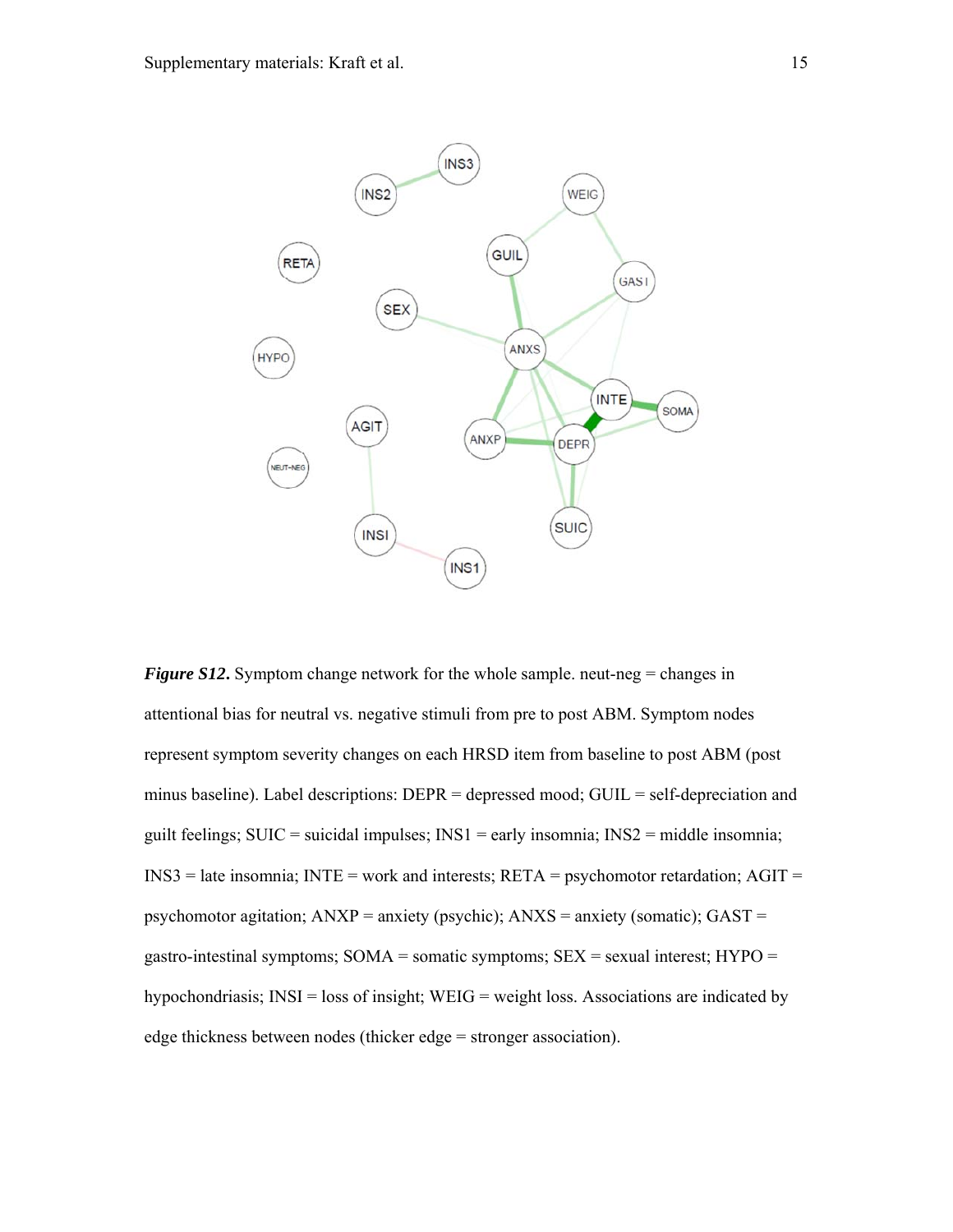***Figure S12.*** Symptom change network for the whole sample. neut-neg = changes in attentional bias for neutral vs. negative stimuli from pre to post ABM. Symptom nodes represent symptom severity changes on each HRSD item from baseline to post ABM (post minus baseline). Label descriptions: DEPR = depressed mood; GUIL = self-depreciation and guilt feelings; SUIC = suicidal impulses; INS1 = early insomnia; INS2 = middle insomnia; INS3 = late insomnia; INTE = work and interests; RETA = psychomotor retardation; AGIT = psychomotor agitation; ANXP = anxiety (psychic); ANXS = anxiety (somatic); GAST = gastro-intestinal symptoms; SOMA = somatic symptoms; SEX = sexual interest; HYPO = hypochondriasis; INSI = loss of insight; WEIG = weight loss. Associations are indicated by edge thickness between nodes (thicker edge = stronger association).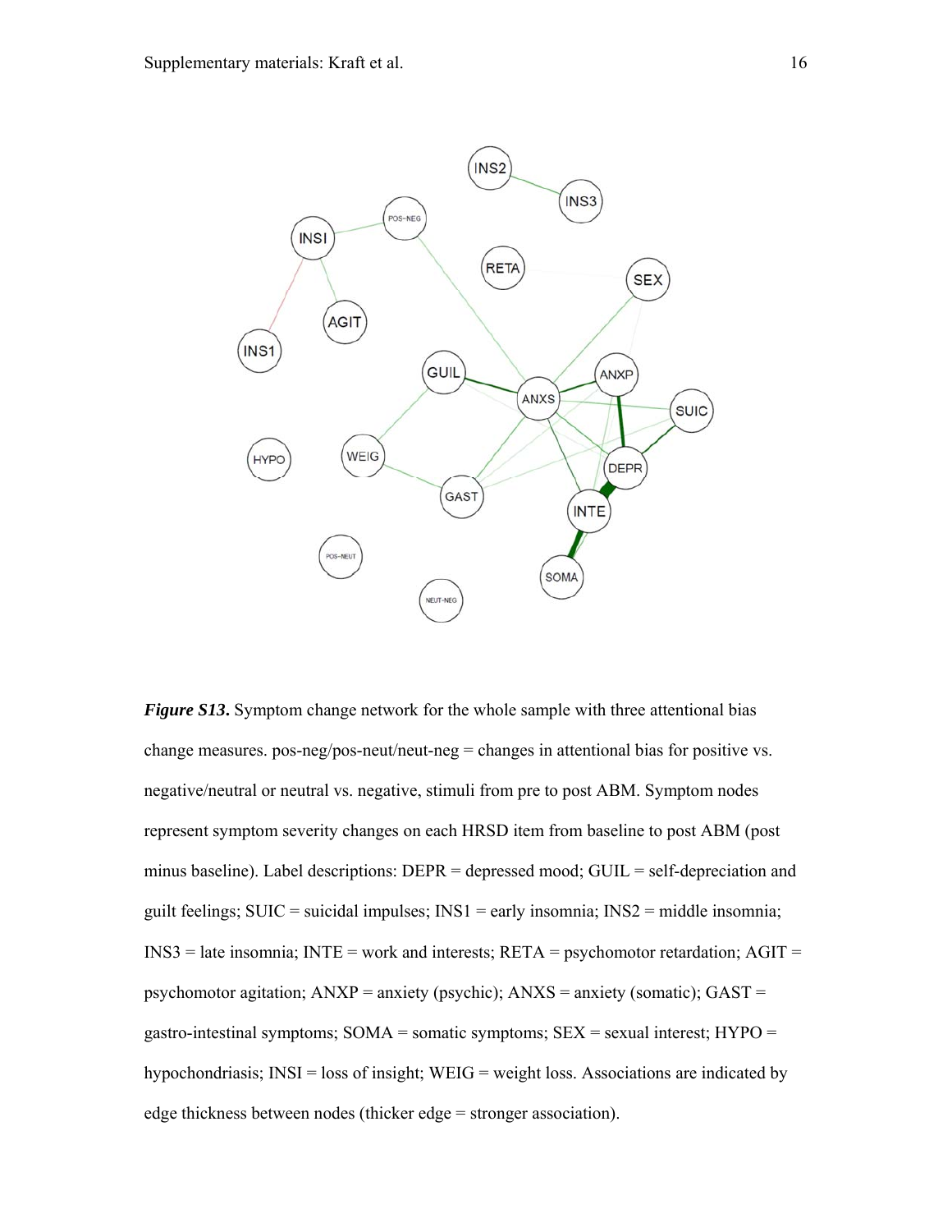***Figure S13.*** Symptom change network for the whole sample with three attentional bias change measures. pos-neg/pos-neut/neut-neg = changes in attentional bias for positive vs. negative/neutral or neutral vs. negative, stimuli from pre to post ABM. Symptom nodes represent symptom severity changes on each HRSD item from baseline to post ABM (post minus baseline). Label descriptions: DEPR = depressed mood; GUIL = self-depreciation and guilt feelings; SUIC = suicidal impulses; INS1 = early insomnia; INS2 = middle insomnia; INS3 = late insomnia; INTE = work and interests; RETA = psychomotor retardation; AGIT = psychomotor agitation; ANXP = anxiety (psychic); ANXS = anxiety (somatic); GAST = gastro-intestinal symptoms; SOMA = somatic symptoms; SEX = sexual interest; HYPO = hypochondriasis; INSI = loss of insight; WEIG = weight loss. Associations are indicated by edge thickness between nodes (thicker edge = stronger association).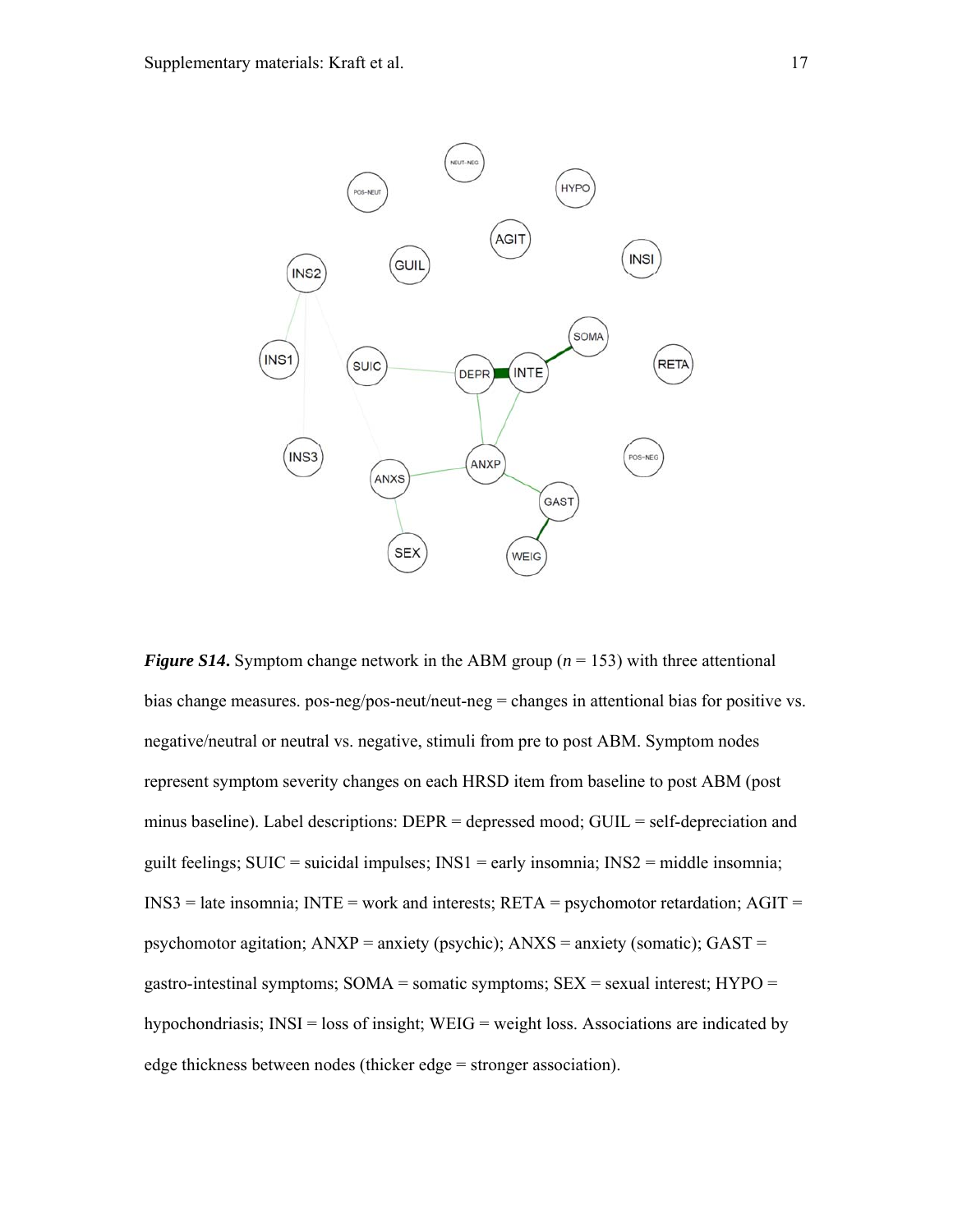NEUT-NEG

POS-NEUT

HYPO

AGIT

GUIL

INS2

INSI

SOMA

INS1

SUIC

DEPR

INTE

RETA

INS3

ANXP

POS-NEG

ANXS

GAST

SEX

WEIG

***Figure S14.*** Symptom change network in the ABM group (*n* = 153) with three attentional bias change measures. pos-neg/pos-neut/neut-neg = changes in attentional bias for positive vs. negative/neutral or neutral vs. negative, stimuli from pre to post ABM. Symptom nodes represent symptom severity changes on each HRSD item from baseline to post ABM (post minus baseline). Label descriptions: DEPR = depressed mood; GUIL = self-depreciation and guilt feelings; SUIC = suicidal impulses; INS1 = early insomnia; INS2 = middle insomnia; INS3 = late insomnia; INTE = work and interests; RETA = psychomotor retardation; AGIT = psychomotor agitation; ANXP = anxiety (psychic); ANXS = anxiety (somatic); GAST = gastro-intestinal symptoms; SOMA = somatic symptoms; SEX = sexual interest; HYPO = hypochondriasis; INSI = loss of insight; WEIG = weight loss. Associations are indicated by edge thickness between nodes (thicker edge = stronger association).